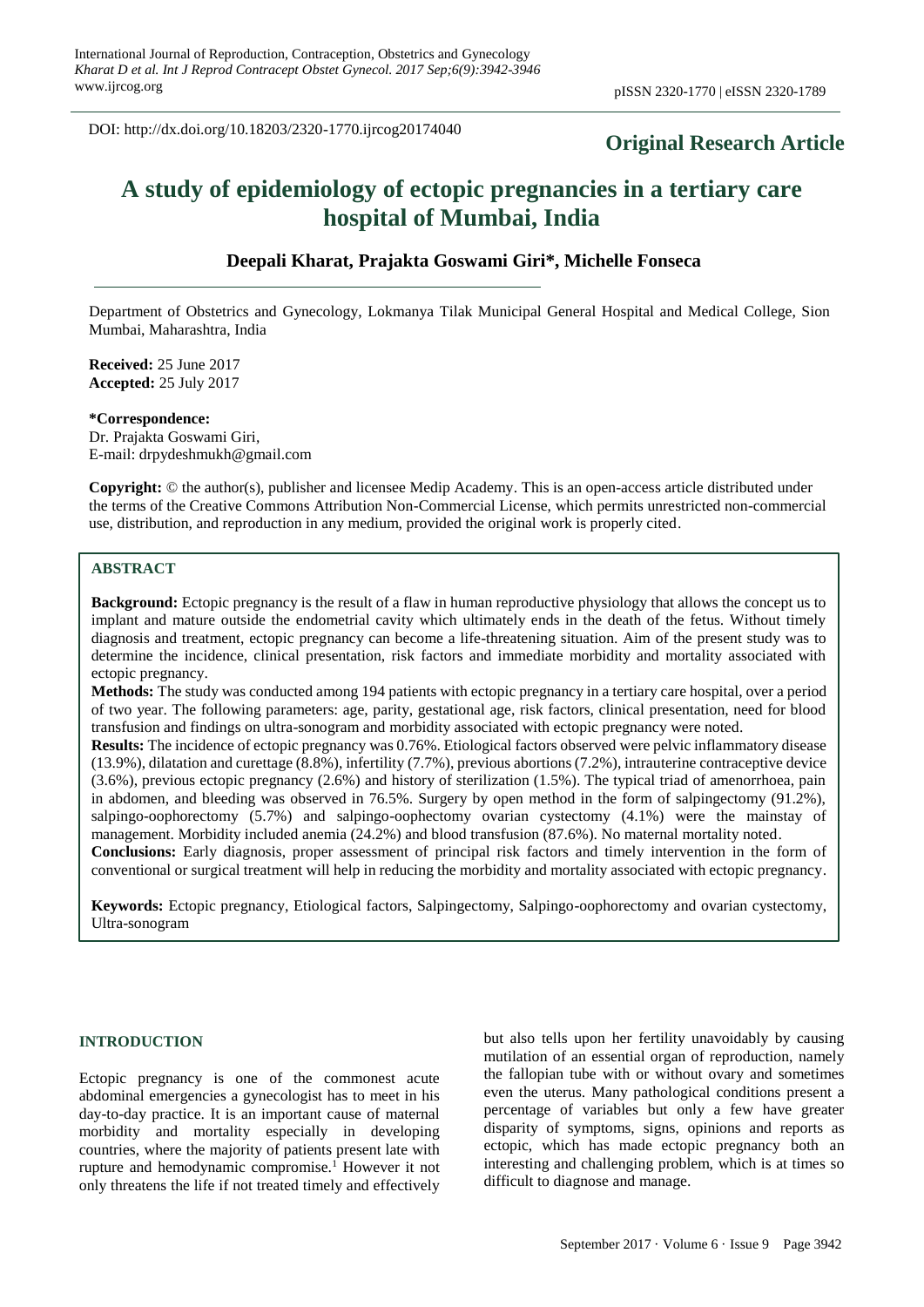DOI: http://dx.doi.org/10.18203/2320-1770.ijrcog20174040

**Original Research Article**

# A study of epidemiology of ectopic pregnancies in a tertiary care hospital of Mumbai, India

**Deepali Kharat, Prajakta Goswami Giri*, Michelle Fonseca**

Department of Obstetrics and Gynecology, Lokmanya Tilak Municipal General Hospital and Medical College, Sion Mumbai, Maharashtra, India

**Received:** 25 June 2017
**Accepted:** 25 July 2017

**\*Correspondence:**
Dr. Prajakta Goswami Giri,
E-mail: drpydeshmukh@gmail.com

**Copyright:** © the author(s), publisher and licensee Medip Academy. This is an open-access article distributed under the terms of the Creative Commons Attribution Non-Commercial License, which permits unrestricted non-commercial use, distribution, and reproduction in any medium, provided the original work is properly cited.

## ABSTRACT

**Background:** Ectopic pregnancy is the result of a flaw in human reproductive physiology that allows the concept us to implant and mature outside the endometrial cavity which ultimately ends in the death of the fetus. Without timely diagnosis and treatment, ectopic pregnancy can become a life-threatening situation. Aim of the present study was to determine the incidence, clinical presentation, risk factors and immediate morbidity and mortality associated with ectopic pregnancy.

**Methods:** The study was conducted among 194 patients with ectopic pregnancy in a tertiary care hospital, over a period of two year. The following parameters: age, parity, gestational age, risk factors, clinical presentation, need for blood transfusion and findings on ultra-sonogram and morbidity associated with ectopic pregnancy were noted.

**Results:** The incidence of ectopic pregnancy was 0.76%. Etiological factors observed were pelvic inflammatory disease (13.9%), dilatation and curettage (8.8%), infertility (7.7%), previous abortions (7.2%), intrauterine contraceptive device (3.6%), previous ectopic pregnancy (2.6%) and history of sterilization (1.5%). The typical triad of amenorrhoea, pain in abdomen, and bleeding was observed in 76.5%. Surgery by open method in the form of salpingectomy (91.2%), salpingo-oophorectomy (5.7%) and salpingo-oophectomy ovarian cystectomy (4.1%) were the mainstay of management. Morbidity included anemia (24.2%) and blood transfusion (87.6%). No maternal mortality noted.

**Conclusions:** Early diagnosis, proper assessment of principal risk factors and timely intervention in the form of conventional or surgical treatment will help in reducing the morbidity and mortality associated with ectopic pregnancy.

**Keywords:** Ectopic pregnancy, Etiological factors, Salpingectomy, Salpingo-oophorectomy and ovarian cystectomy, Ultra-sonogram

## INTRODUCTION

Ectopic pregnancy is one of the commonest acute abdominal emergencies a gynecologist has to meet in his day-to-day practice. It is an important cause of maternal morbidity and mortality especially in developing countries, where the majority of patients present late with rupture and hemodynamic compromise.[1] However it not only threatens the life if not treated timely and effectively but also tells upon her fertility unavoidably by causing mutilation of an essential organ of reproduction, namely the fallopian tube with or without ovary and sometimes even the uterus. Many pathological conditions present a percentage of variables but only a few have greater disparity of symptoms, signs, opinions and reports as ectopic, which has made ectopic pregnancy both an interesting and challenging problem, which is at times so difficult to diagnose and manage.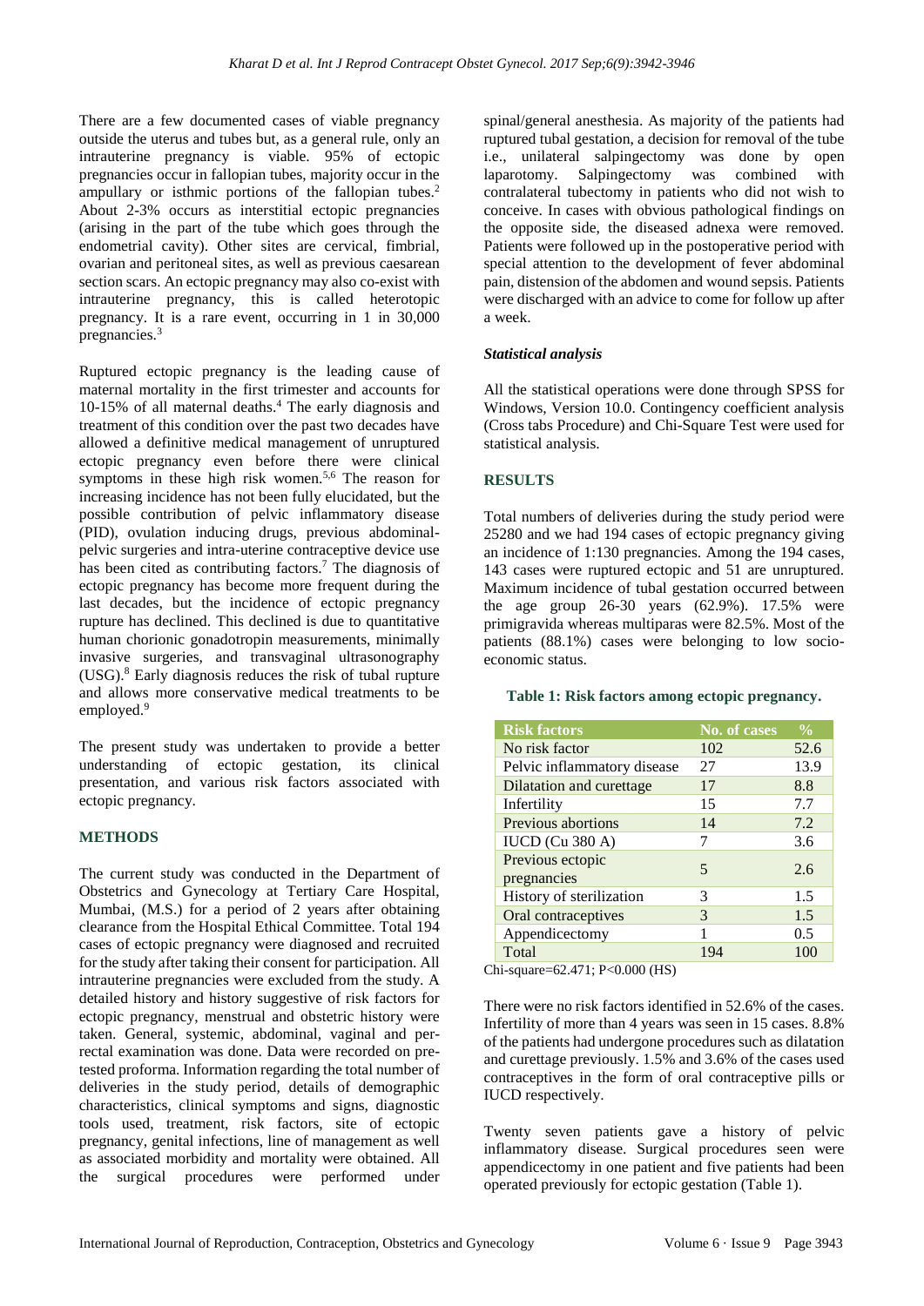There are a few documented cases of viable pregnancy outside the uterus and tubes but, as a general rule, only an intrauterine pregnancy is viable. 95% of ectopic pregnancies occur in fallopian tubes, majority occur in the ampullary or isthmic portions of the fallopian tubes.[2] About 2-3% occurs as interstitial ectopic pregnancies (arising in the part of the tube which goes through the endometrial cavity). Other sites are cervical, fimbrial, ovarian and peritoneal sites, as well as previous caesarean section scars. An ectopic pregnancy may also co-exist with intrauterine pregnancy, this is called heterotopic pregnancy. It is a rare event, occurring in 1 in 30,000 pregnancies.[3]

Ruptured ectopic pregnancy is the leading cause of maternal mortality in the first trimester and accounts for 10-15% of all maternal deaths.[4] The early diagnosis and treatment of this condition over the past two decades have allowed a definitive medical management of unruptured ectopic pregnancy even before there were clinical symptoms in these high risk women.[5,6] The reason for increasing incidence has not been fully elucidated, but the possible contribution of pelvic inflammatory disease (PID), ovulation inducing drugs, previous abdominal-pelvic surgeries and intra-uterine contraceptive device use has been cited as contributing factors.[7] The diagnosis of ectopic pregnancy has become more frequent during the last decades, but the incidence of ectopic pregnancy rupture has declined. This declined is due to quantitative human chorionic gonadotropin measurements, minimally invasive surgeries, and transvaginal ultrasonography (USG).[8] Early diagnosis reduces the risk of tubal rupture and allows more conservative medical treatments to be employed.[9]

The present study was undertaken to provide a better understanding of ectopic gestation, its clinical presentation, and various risk factors associated with ectopic pregnancy.

## METHODS

The current study was conducted in the Department of Obstetrics and Gynecology at Tertiary Care Hospital, Mumbai, (M.S.) for a period of 2 years after obtaining clearance from the Hospital Ethical Committee. Total 194 cases of ectopic pregnancy were diagnosed and recruited for the study after taking their consent for participation. All intrauterine pregnancies were excluded from the study. A detailed history and history suggestive of risk factors for ectopic pregnancy, menstrual and obstetric history were taken. General, systemic, abdominal, vaginal and per-rectal examination was done. Data were recorded on pre-tested proforma. Information regarding the total number of deliveries in the study period, details of demographic characteristics, clinical symptoms and signs, diagnostic tools used, treatment, risk factors, site of ectopic pregnancy, genital infections, line of management as well as associated morbidity and mortality were obtained. All the surgical procedures were performed under spinal/general anesthesia. As majority of the patients had ruptured tubal gestation, a decision for removal of the tube i.e., unilateral salpingectomy was done by open laparotomy. Salpingectomy was combined with contralateral tubectomy in patients who did not wish to conceive. In cases with obvious pathological findings on the opposite side, the diseased adnexa were removed. Patients were followed up in the postoperative period with special attention to the development of fever abdominal pain, distension of the abdomen and wound sepsis. Patients were discharged with an advice to come for follow up after a week.

### *Statistical analysis*

All the statistical operations were done through SPSS for Windows, Version 10.0. Contingency coefficient analysis (Cross tabs Procedure) and Chi-Square Test were used for statistical analysis.

## RESULTS

Total numbers of deliveries during the study period were 25280 and we had 194 cases of ectopic pregnancy giving an incidence of 1:130 pregnancies. Among the 194 cases, 143 cases were ruptured ectopic and 51 are unruptured. Maximum incidence of tubal gestation occurred between the age group 26-30 years (62.9%). 17.5% were primigravida whereas multiparas were 82.5%. Most of the patients (88.1%) cases were belonging to low socio-economic status.

**Table 1: Risk factors among ectopic pregnancy.**

| Risk factors | No. of cases | % |
|---|---|---|
| No risk factor | 102 | 52.6 |
| Pelvic inflammatory disease | 27 | 13.9 |
| Dilatation and curettage | 17 | 8.8 |
| Infertility | 15 | 7.7 |
| Previous abortions | 14 | 7.2 |
| IUCD (Cu 380 A) | 7 | 3.6 |
| Previous ectopic pregnancies | 5 | 2.6 |
| History of sterilization | 3 | 1.5 |
| Oral contraceptives | 3 | 1.5 |
| Appendicectomy | 1 | 0.5 |
| Total | 194 | 100 |

Chi-square=62.471; P<0.000 (HS)

There were no risk factors identified in 52.6% of the cases. Infertility of more than 4 years was seen in 15 cases. 8.8% of the patients had undergone procedures such as dilatation and curettage previously. 1.5% and 3.6% of the cases used contraceptives in the form of oral contraceptive pills or IUCD respectively.

Twenty seven patients gave a history of pelvic inflammatory disease. Surgical procedures seen were appendicectomy in one patient and five patients had been operated previously for ectopic gestation (Table 1).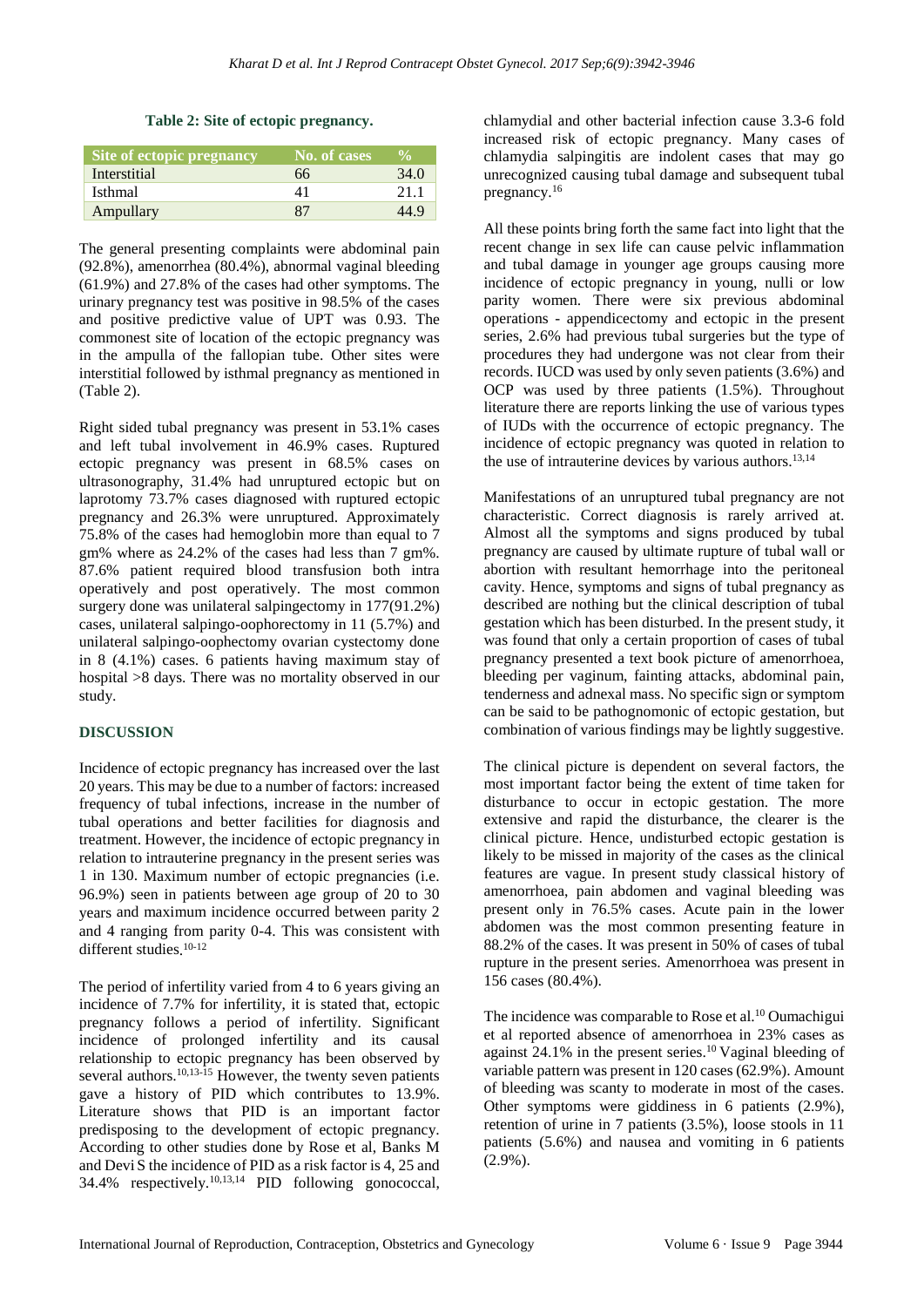**Table 2: Site of ectopic pregnancy.**

| Site of ectopic pregnancy | No. of cases | % |
|---|---|---|
| Interstitial | 66 | 34.0 |
| Isthmal | 41 | 21.1 |
| Ampullary | 87 | 44.9 |

The general presenting complaints were abdominal pain (92.8%), amenorrhea (80.4%), abnormal vaginal bleeding (61.9%) and 27.8% of the cases had other symptoms. The urinary pregnancy test was positive in 98.5% of the cases and positive predictive value of UPT was 0.93. The commonest site of location of the ectopic pregnancy was in the ampulla of the fallopian tube. Other sites were interstitial followed by isthmal pregnancy as mentioned in (Table 2).

Right sided tubal pregnancy was present in 53.1% cases and left tubal involvement in 46.9% cases. Ruptured ectopic pregnancy was present in 68.5% cases on ultrasonography, 31.4% had unruptured ectopic but on laprotomy 73.7% cases diagnosed with ruptured ectopic pregnancy and 26.3% were unruptured. Approximately 75.8% of the cases had hemoglobin more than equal to 7 gm% where as 24.2% of the cases had less than 7 gm%. 87.6% patient required blood transfusion both intra operatively and post operatively. The most common surgery done was unilateral salpingectomy in 177(91.2%) cases, unilateral salpingo-oophorectomy in 11 (5.7%) and unilateral salpingo-oopthectomy ovarian cystectomy done in 8 (4.1%) cases. 6 patients having maximum stay of hospital >8 days. There was no mortality observed in our study.

## DISCUSSION

Incidence of ectopic pregnancy has increased over the last 20 years. This may be due to a number of factors: increased frequency of tubal infections, increase in the number of tubal operations and better facilities for diagnosis and treatment. However, the incidence of ectopic pregnancy in relation to intrauterine pregnancy in the present series was 1 in 130. Maximum number of ectopic pregnancies (i.e. 96.9%) seen in patients between age group of 20 to 30 years and maximum incidence occurred between parity 2 and 4 ranging from parity 0-4. This was consistent with different studies.[10-12]

The period of infertility varied from 4 to 6 years giving an incidence of 7.7% for infertility, it is stated that, ectopic pregnancy follows a period of infertility. Significant incidence of prolonged infertility and its causal relationship to ectopic pregnancy has been observed by several authors.[10,13-15] However, the twenty seven patients gave a history of PID which contributes to 13.9%. Literature shows that PID is an important factor predisposing to the development of ectopic pregnancy. According to other studies done by Rose et al, Banks M and Devi S the incidence of PID as a risk factor is 4, 25 and 34.4% respectively.[10,13,14] PID following gonococcal, chlamydial and other bacterial infection cause 3.3-6 fold increased risk of ectopic pregnancy. Many cases of chlamydia salpingitis are indolent cases that may go unrecognized causing tubal damage and subsequent tubal pregnancy.[16]

All these points bring forth the same fact into light that the recent change in sex life can cause pelvic inflammation and tubal damage in younger age groups causing more incidence of ectopic pregnancy in young, nulli or low parity women. There were six previous abdominal operations - appendicectomy and ectopic in the present series, 2.6% had previous tubal surgeries but the type of procedures they had undergone was not clear from their records. IUCD was used by only seven patients (3.6%) and OCP was used by three patients (1.5%). Throughout literature there are reports linking the use of various types of IUDs with the occurrence of ectopic pregnancy. The incidence of ectopic pregnancy was quoted in relation to the use of intrauterine devices by various authors.[13,14]

Manifestations of an unruptured tubal pregnancy are not characteristic. Correct diagnosis is rarely arrived at. Almost all the symptoms and signs produced by tubal pregnancy are caused by ultimate rupture of tubal wall or abortion with resultant hemorrhage into the peritoneal cavity. Hence, symptoms and signs of tubal pregnancy as described are nothing but the clinical description of tubal gestation which has been disturbed. In the present study, it was found that only a certain proportion of cases of tubal pregnancy presented a text book picture of amenorrhoea, bleeding per vaginum, fainting attacks, abdominal pain, tenderness and adnexal mass. No specific sign or symptom can be said to be pathognomonic of ectopic gestation, but combination of various findings may be lightly suggestive.

The clinical picture is dependent on several factors, the most important factor being the extent of time taken for disturbance to occur in ectopic gestation. The more extensive and rapid the disturbance, the clearer is the clinical picture. Hence, undisturbed ectopic gestation is likely to be missed in majority of the cases as the clinical features are vague. In present study classical history of amenorrhoea, pain abdomen and vaginal bleeding was present only in 76.5% cases. Acute pain in the lower abdomen was the most common presenting feature in 88.2% of the cases. It was present in 50% of cases of tubal rupture in the present series. Amenorrhoea was present in 156 cases (80.4%).

The incidence was comparable to Rose et al.[10] Oumachigui et al reported absence of amenorrhoea in 23% cases as against 24.1% in the present series.[10] Vaginal bleeding of variable pattern was present in 120 cases (62.9%). Amount of bleeding was scanty to moderate in most of the cases. Other symptoms were giddiness in 6 patients (2.9%), retention of urine in 7 patients (3.5%), loose stools in 11 patients (5.6%) and nausea and vomiting in 6 patients (2.9%).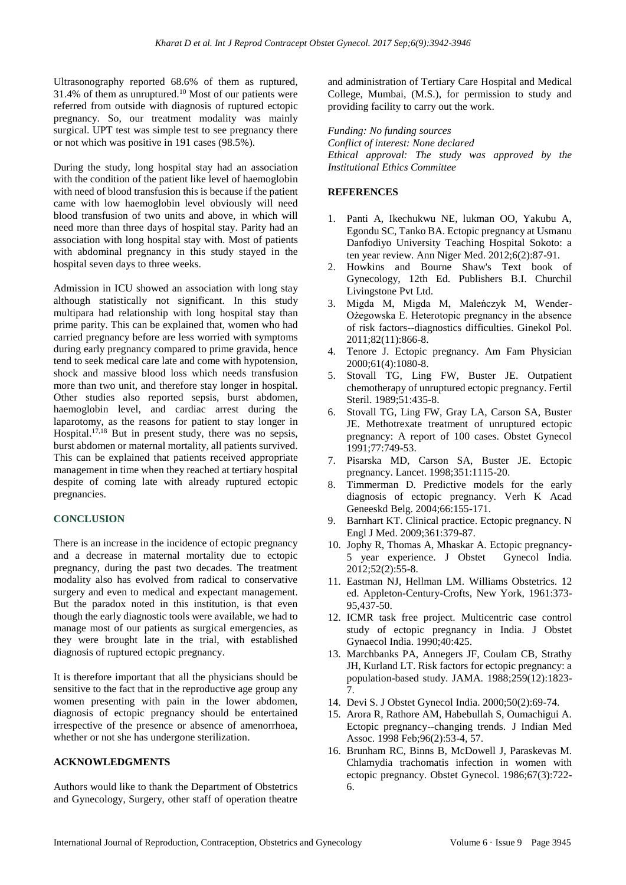Ultrasonography reported 68.6% of them as ruptured, 31.4% of them as unruptured.[10] Most of our patients were referred from outside with diagnosis of ruptured ectopic pregnancy. So, our treatment modality was mainly surgical. UPT test was simple test to see pregnancy there or not which was positive in 191 cases (98.5%).

During the study, long hospital stay had an association with the condition of the patient like level of haemoglobin with need of blood transfusion this is because if the patient came with low haemoglobin level obviously will need blood transfusion of two units and above, in which will need more than three days of hospital stay. Parity had an association with long hospital stay with. Most of patients with abdominal pregnancy in this study stayed in the hospital seven days to three weeks.

Admission in ICU showed an association with long stay although statistically not significant. In this study multipara had relationship with long hospital stay than prime parity. This can be explained that, women who had carried pregnancy before are less worried with symptoms during early pregnancy compared to prime gravida, hence tend to seek medical care late and come with hypotension, shock and massive blood loss which needs transfusion more than two unit, and therefore stay longer in hospital. Other studies also reported sepsis, burst abdomen, haemoglobin level, and cardiac arrest during the laparotomy, as the reasons for patient to stay longer in Hospital.[17,18] But in present study, there was no sepsis, burst abdomen or maternal mortality, all patients survived. This can be explained that patients received appropriate management in time when they reached at tertiary hospital despite of coming late with already ruptured ectopic pregnancies.

## CONCLUSION

There is an increase in the incidence of ectopic pregnancy and a decrease in maternal mortality due to ectopic pregnancy, during the past two decades. The treatment modality also has evolved from radical to conservative surgery and even to medical and expectant management. But the paradox noted in this institution, is that even though the early diagnostic tools were available, we had to manage most of our patients as surgical emergencies, as they were brought late in the trial, with established diagnosis of ruptured ectopic pregnancy.

It is therefore important that all the physicians should be sensitive to the fact that in the reproductive age group any women presenting with pain in the lower abdomen, diagnosis of ectopic pregnancy should be entertained irrespective of the presence or absence of amenorrhoea, whether or not she has undergone sterilization.

## ACKNOWLEDGMENTS

Authors would like to thank the Department of Obstetrics and Gynecology, Surgery, other staff of operation theatre and administration of Tertiary Care Hospital and Medical College, Mumbai, (M.S.), for permission to study and providing facility to carry out the work.

*Funding: No funding sources*
*Conflict of interest: None declared*
*Ethical approval: The study was approved by the Institutional Ethics Committee*

## REFERENCES

1. Panti A, Ikechukwu NE, lukman OO, Yakubu A, Egondu SC, Tanko BA. Ectopic pregnancy at Usmanu Danfodiyo University Teaching Hospital Sokoto: a ten year review. Ann Niger Med. 2012;6(2):87-91.
2. Howkins and Bourne Shaw's Text book of Gynecology, 12th Ed. Publishers B.I. Churchil Livingstone Pvt Ltd.
3. Migda M, Migda M, Maleńczyk M, Wender-Ożegowska E. Heterotopic pregnancy in the absence of risk factors--diagnostics difficulties. Ginekol Pol. 2011;82(11):866-8.
4. Tenore J. Ectopic pregnancy. Am Fam Physician 2000;61(4):1080-8.
5. Stovall TG, Ling FW, Buster JE. Outpatient chemotherapy of unruptured ectopic pregnancy. Fertil Steril. 1989;51:435-8.
6. Stovall TG, Ling FW, Gray LA, Carson SA, Buster JE. Methotrexate treatment of unruptured ectopic pregnancy: A report of 100 cases. Obstet Gynecol 1991;77:749-53.
7. Pisarska MD, Carson SA, Buster JE. Ectopic pregnancy. Lancet. 1998;351:1115-20.
8. Timmerman D. Predictive models for the early diagnosis of ectopic pregnancy. Verh K Acad Geneeskd Belg. 2004;66:155-171.
9. Barnhart KT. Clinical practice. Ectopic pregnancy. N Engl J Med. 2009;361:379-87.
10. Jophy R, Thomas A, Mhaskar A. Ectopic pregnancy-5 year experience. J Obstet Gynecol India. 2012;52(2):55-8.
11. Eastman NJ, Hellman LM. Williams Obstetrics. 12 ed. Appleton-Century-Crofts, New York, 1961:373-95,437-50.
12. ICMR task free project. Multicentric case control study of ectopic pregnancy in India. J Obstet Gynaecol India. 1990;40:425.
13. Marchbanks PA, Annegers JF, Coulam CB, Strathy JH, Kurland LT. Risk factors for ectopic pregnancy: a population-based study. JAMA. 1988;259(12):1823-7.
14. Devi S. J Obstet Gynecol India. 2000;50(2):69-74.
15. Arora R, Rathore AM, Habebullah S, Oumachigui A. Ectopic pregnancy--changing trends. J Indian Med Assoc. 1998 Feb;96(2):53-4, 57.
16. Brunham RC, Binns B, McDowell J, Paraskevas M. Chlamydia trachomatis infection in women with ectopic pregnancy. Obstet Gynecol. 1986;67(3):722-6.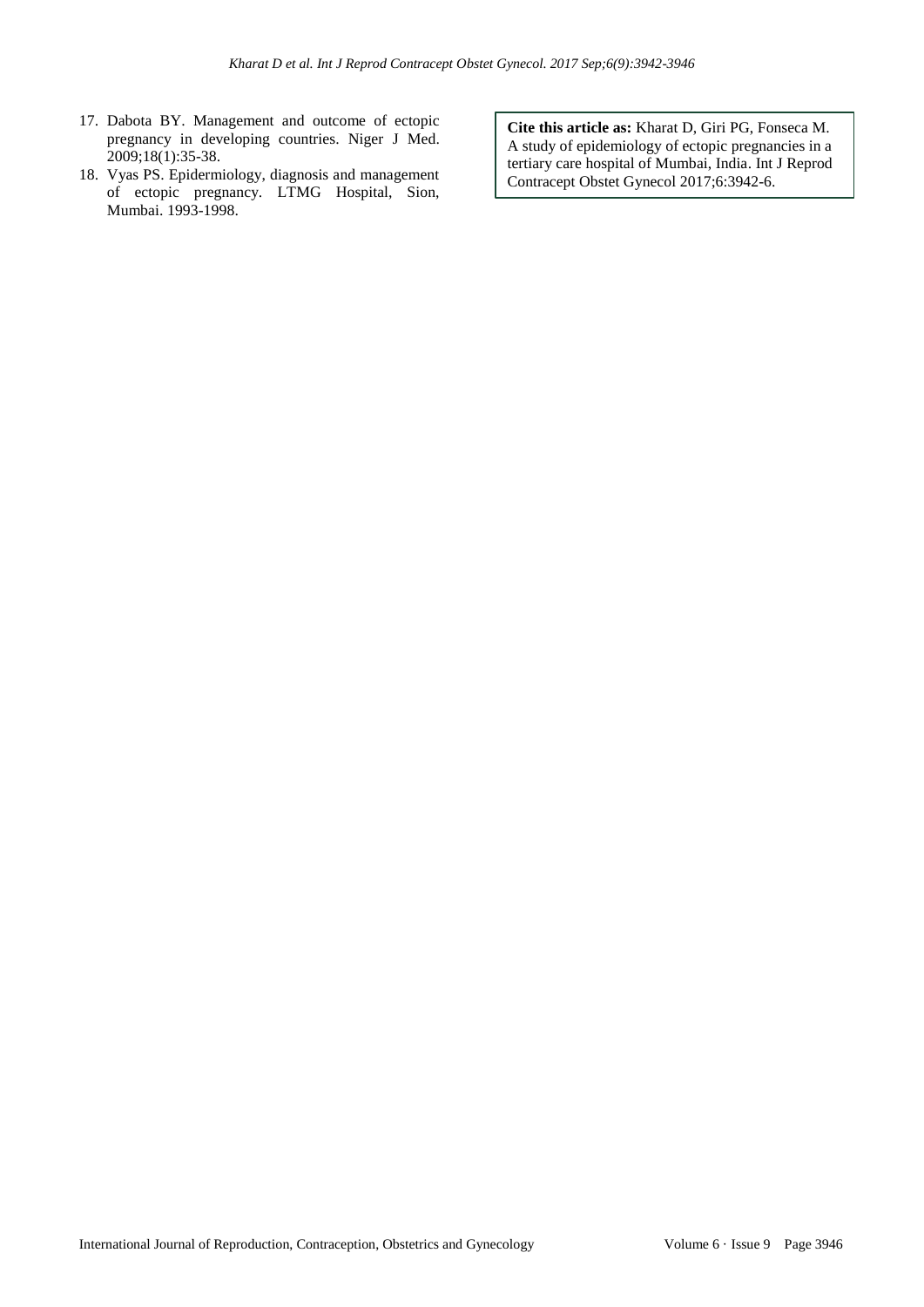17. Dabota BY. Management and outcome of ectopic pregnancy in developing countries. Niger J Med. 2009;18(1):35-38.
18. Vyas PS. Epidermiology, diagnosis and management of ectopic pregnancy. LTMG Hospital, Sion, Mumbai. 1993-1998.

**Cite this article as:** Kharat D, Giri PG, Fonseca M. A study of epidemiology of ectopic pregnancies in a tertiary care hospital of Mumbai, India. Int J Reprod Contracept Obstet Gynecol 2017;6:3942-6.